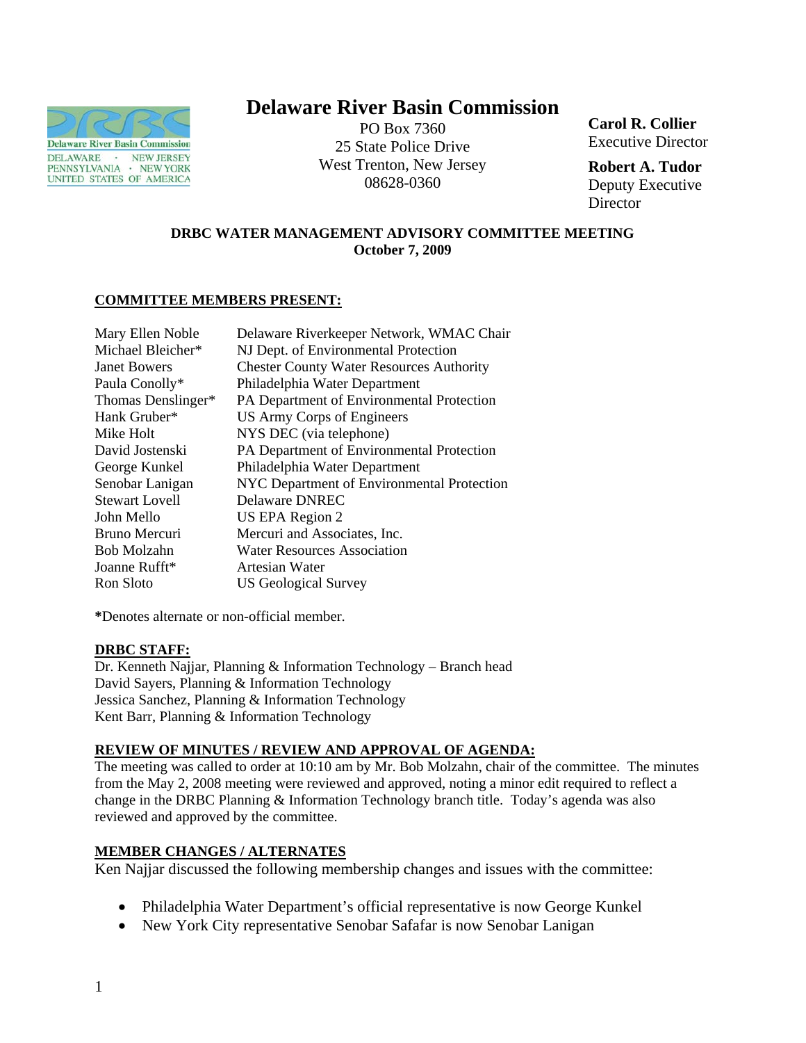# Delaware River Basin Commission

PO Box 7360
25 State Police Drive
West Trenton, New Jersey
08628-0360

**Carol R. Collier**
Executive Director

**Robert A. Tudor**
Deputy Executive Director

**DRBC WATER MANAGEMENT ADVISORY COMMITTEE MEETING**
**October 7, 2009**

## COMMITTEE MEMBERS PRESENT:

| | |
|---|---|
| Mary Ellen Noble | Delaware Riverkeeper Network, WMAC Chair |
| Michael Bleicher* | NJ Dept. of Environmental Protection |
| Janet Bowers | Chester County Water Resources Authority |
| Paula Conolly* | Philadelphia Water Department |
| Thomas Denslinger* | PA Department of Environmental Protection |
| Hank Gruber* | US Army Corps of Engineers |
| Mike Holt | NYS DEC (via telephone) |
| David Jostenski | PA Department of Environmental Protection |
| George Kunkel | Philadelphia Water Department |
| Senobar Lanigan | NYC Department of Environmental Protection |
| Stewart Lovell | Delaware DNREC |
| John Mello | US EPA Region 2 |
| Bruno Mercuri | Mercuri and Associates, Inc. |
| Bob Molzahn | Water Resources Association |
| Joanne Rufft* | Artesian Water |
| Ron Sloto | US Geological Survey |

**\***Denotes alternate or non-official member.

## DRBC STAFF:

Dr. Kenneth Najjar, Planning & Information Technology – Branch head
David Sayers, Planning & Information Technology
Jessica Sanchez, Planning & Information Technology
Kent Barr, Planning & Information Technology

## REVIEW OF MINUTES / REVIEW AND APPROVAL OF AGENDA:

The meeting was called to order at 10:10 am by Mr. Bob Molzahn, chair of the committee. The minutes from the May 2, 2008 meeting were reviewed and approved, noting a minor edit required to reflect a change in the DRBC Planning & Information Technology branch title. Today's agenda was also reviewed and approved by the committee.

## MEMBER CHANGES / ALTERNATES

Ken Najjar discussed the following membership changes and issues with the committee:

- Philadelphia Water Department's official representative is now George Kunkel
- New York City representative Senobar Safafar is now Senobar Lanigan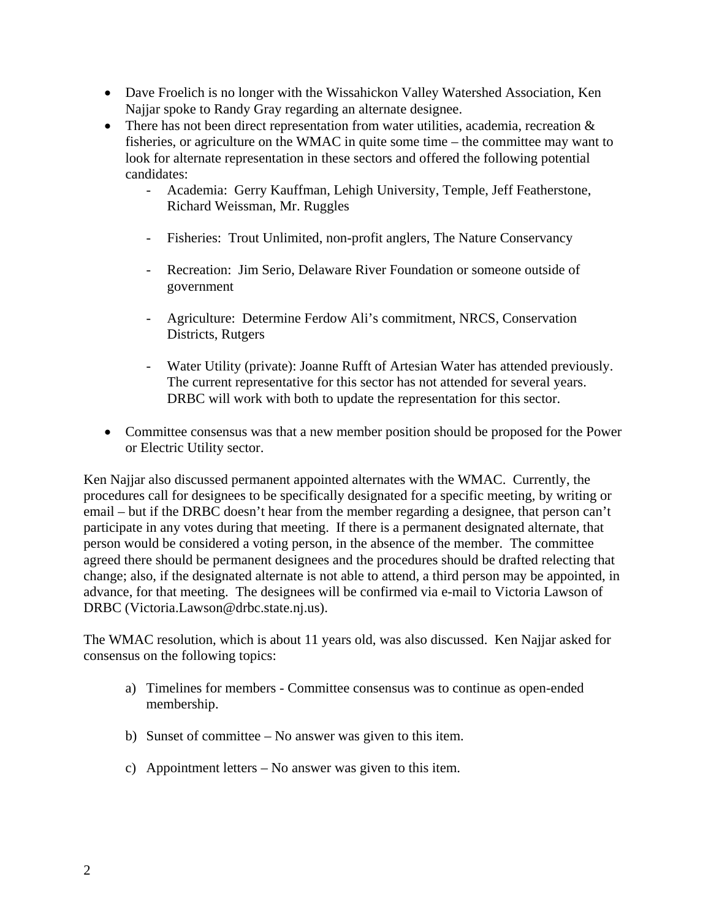- Dave Froelich is no longer with the Wissahickon Valley Watershed Association, Ken Najjar spoke to Randy Gray regarding an alternate designee.
- There has not been direct representation from water utilities, academia, recreation & fisheries, or agriculture on the WMAC in quite some time – the committee may want to look for alternate representation in these sectors and offered the following potential candidates:
    - Academia: Gerry Kauffman, Lehigh University, Temple, Jeff Featherstone, Richard Weissman, Mr. Ruggles
    - Fisheries: Trout Unlimited, non-profit anglers, The Nature Conservancy
    - Recreation: Jim Serio, Delaware River Foundation or someone outside of government
    - Agriculture: Determine Ferdow Ali's commitment, NRCS, Conservation Districts, Rutgers
    - Water Utility (private): Joanne Rufft of Artesian Water has attended previously. The current representative for this sector has not attended for several years. DRBC will work with both to update the representation for this sector.
- Committee consensus was that a new member position should be proposed for the Power or Electric Utility sector.

Ken Najjar also discussed permanent appointed alternates with the WMAC. Currently, the procedures call for designees to be specifically designated for a specific meeting, by writing or email – but if the DRBC doesn't hear from the member regarding a designee, that person can't participate in any votes during that meeting. If there is a permanent designated alternate, that person would be considered a voting person, in the absence of the member. The committee agreed there should be permanent designees and the procedures should be drafted relecting that change; also, if the designated alternate is not able to attend, a third person may be appointed, in advance, for that meeting. The designees will be confirmed via e-mail to Victoria Lawson of DRBC (Victoria.Lawson@drbc.state.nj.us).

The WMAC resolution, which is about 11 years old, was also discussed. Ken Najjar asked for consensus on the following topics:

a) Timelines for members - Committee consensus was to continue as open-ended membership.

b) Sunset of committee – No answer was given to this item.

c) Appointment letters – No answer was given to this item.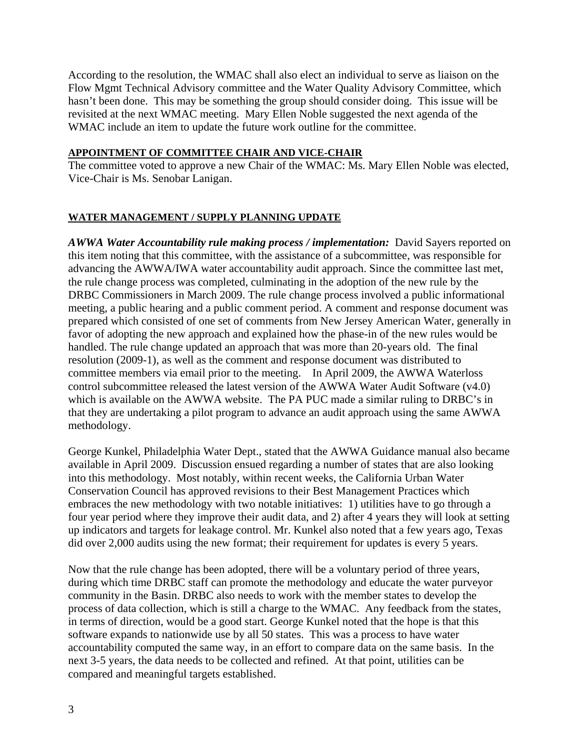According to the resolution, the WMAC shall also elect an individual to serve as liaison on the Flow Mgmt Technical Advisory committee and the Water Quality Advisory Committee, which hasn't been done. This may be something the group should consider doing. This issue will be revisited at the next WMAC meeting. Mary Ellen Noble suggested the next agenda of the WMAC include an item to update the future work outline for the committee.

**APPOINTMENT OF COMMITTEE CHAIR AND VICE-CHAIR**

The committee voted to approve a new Chair of the WMAC: Ms. Mary Ellen Noble was elected, Vice-Chair is Ms. Senobar Lanigan.

**WATER MANAGEMENT / SUPPLY PLANNING UPDATE**

***AWWA Water Accountability rule making process / implementation:*** David Sayers reported on this item noting that this committee, with the assistance of a subcommittee, was responsible for advancing the AWWA/IWA water accountability audit approach. Since the committee last met, the rule change process was completed, culminating in the adoption of the new rule by the DRBC Commissioners in March 2009. The rule change process involved a public informational meeting, a public hearing and a public comment period. A comment and response document was prepared which consisted of one set of comments from New Jersey American Water, generally in favor of adopting the new approach and explained how the phase-in of the new rules would be handled. The rule change updated an approach that was more than 20-years old. The final resolution (2009-1), as well as the comment and response document was distributed to committee members via email prior to the meeting. In April 2009, the AWWA Waterloss control subcommittee released the latest version of the AWWA Water Audit Software (v4.0) which is available on the AWWA website. The PA PUC made a similar ruling to DRBC's in that they are undertaking a pilot program to advance an audit approach using the same AWWA methodology.

George Kunkel, Philadelphia Water Dept., stated that the AWWA Guidance manual also became available in April 2009. Discussion ensued regarding a number of states that are also looking into this methodology. Most notably, within recent weeks, the California Urban Water Conservation Council has approved revisions to their Best Management Practices which embraces the new methodology with two notable initiatives: 1) utilities have to go through a four year period where they improve their audit data, and 2) after 4 years they will look at setting up indicators and targets for leakage control. Mr. Kunkel also noted that a few years ago, Texas did over 2,000 audits using the new format; their requirement for updates is every 5 years.

Now that the rule change has been adopted, there will be a voluntary period of three years, during which time DRBC staff can promote the methodology and educate the water purveyor community in the Basin. DRBC also needs to work with the member states to develop the process of data collection, which is still a charge to the WMAC. Any feedback from the states, in terms of direction, would be a good start. George Kunkel noted that the hope is that this software expands to nationwide use by all 50 states. This was a process to have water accountability computed the same way, in an effort to compare data on the same basis. In the next 3-5 years, the data needs to be collected and refined. At that point, utilities can be compared and meaningful targets established.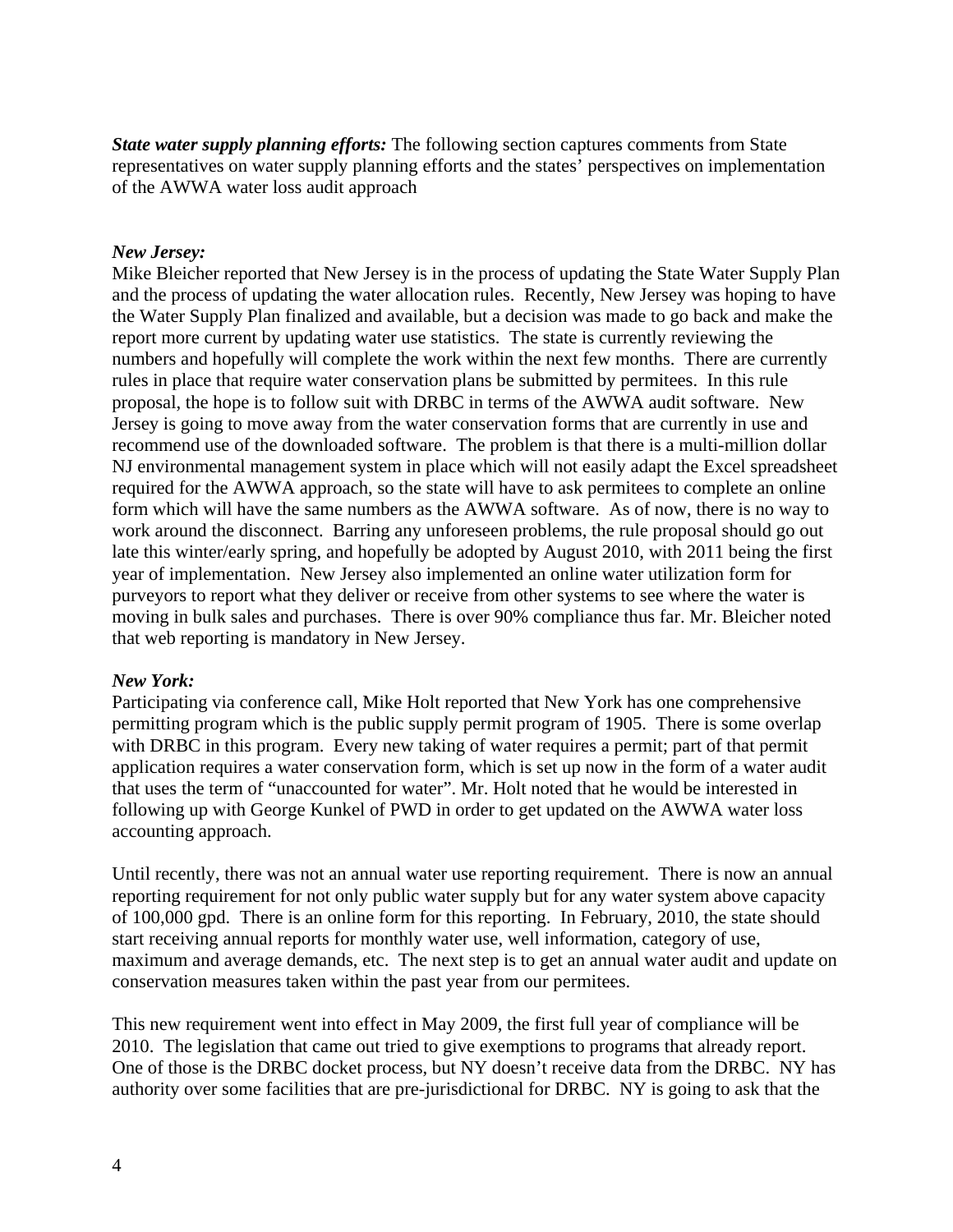***State water supply planning efforts:*** The following section captures comments from State representatives on water supply planning efforts and the states' perspectives on implementation of the AWWA water loss audit approach

***New Jersey:***
Mike Bleicher reported that New Jersey is in the process of updating the State Water Supply Plan and the process of updating the water allocation rules. Recently, New Jersey was hoping to have the Water Supply Plan finalized and available, but a decision was made to go back and make the report more current by updating water use statistics. The state is currently reviewing the numbers and hopefully will complete the work within the next few months. There are currently rules in place that require water conservation plans be submitted by permitees. In this rule proposal, the hope is to follow suit with DRBC in terms of the AWWA audit software. New Jersey is going to move away from the water conservation forms that are currently in use and recommend use of the downloaded software. The problem is that there is a multi-million dollar NJ environmental management system in place which will not easily adapt the Excel spreadsheet required for the AWWA approach, so the state will have to ask permitees to complete an online form which will have the same numbers as the AWWA software. As of now, there is no way to work around the disconnect. Barring any unforeseen problems, the rule proposal should go out late this winter/early spring, and hopefully be adopted by August 2010, with 2011 being the first year of implementation. New Jersey also implemented an online water utilization form for purveyors to report what they deliver or receive from other systems to see where the water is moving in bulk sales and purchases. There is over 90% compliance thus far. Mr. Bleicher noted that web reporting is mandatory in New Jersey.

***New York:***
Participating via conference call, Mike Holt reported that New York has one comprehensive permitting program which is the public supply permit program of 1905. There is some overlap with DRBC in this program. Every new taking of water requires a permit; part of that permit application requires a water conservation form, which is set up now in the form of a water audit that uses the term of "unaccounted for water". Mr. Holt noted that he would be interested in following up with George Kunkel of PWD in order to get updated on the AWWA water loss accounting approach.

Until recently, there was not an annual water use reporting requirement. There is now an annual reporting requirement for not only public water supply but for any water system above capacity of 100,000 gpd. There is an online form for this reporting. In February, 2010, the state should start receiving annual reports for monthly water use, well information, category of use, maximum and average demands, etc. The next step is to get an annual water audit and update on conservation measures taken within the past year from our permitees.

This new requirement went into effect in May 2009, the first full year of compliance will be 2010. The legislation that came out tried to give exemptions to programs that already report. One of those is the DRBC docket process, but NY doesn't receive data from the DRBC. NY has authority over some facilities that are pre-jurisdictional for DRBC. NY is going to ask that the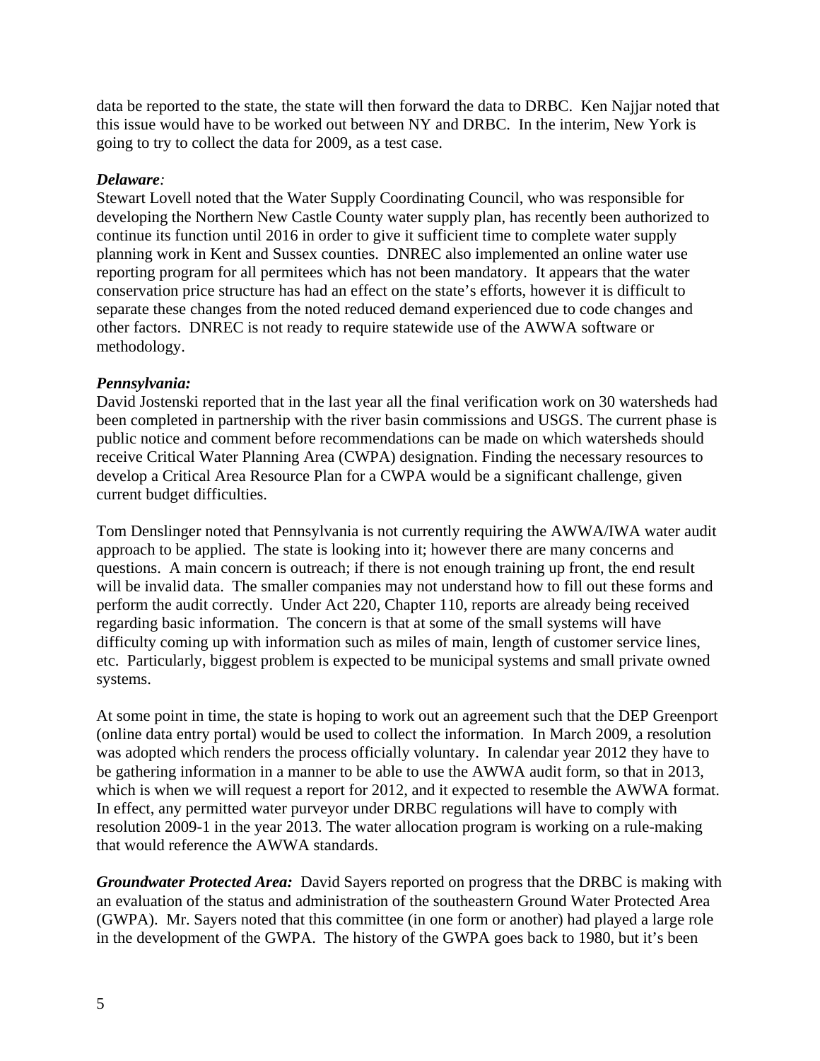data be reported to the state, the state will then forward the data to DRBC. Ken Najjar noted that this issue would have to be worked out between NY and DRBC. In the interim, New York is going to try to collect the data for 2009, as a test case.

***Delaware**:*

Stewart Lovell noted that the Water Supply Coordinating Council, who was responsible for developing the Northern New Castle County water supply plan, has recently been authorized to continue its function until 2016 in order to give it sufficient time to complete water supply planning work in Kent and Sussex counties. DNREC also implemented an online water use reporting program for all permitees which has not been mandatory. It appears that the water conservation price structure has had an effect on the state's efforts, however it is difficult to separate these changes from the noted reduced demand experienced due to code changes and other factors. DNREC is not ready to require statewide use of the AWWA software or methodology.

***Pennsylvania:***

David Jostenski reported that in the last year all the final verification work on 30 watersheds had been completed in partnership with the river basin commissions and USGS. The current phase is public notice and comment before recommendations can be made on which watersheds should receive Critical Water Planning Area (CWPA) designation. Finding the necessary resources to develop a Critical Area Resource Plan for a CWPA would be a significant challenge, given current budget difficulties.

Tom Denslinger noted that Pennsylvania is not currently requiring the AWWA/IWA water audit approach to be applied. The state is looking into it; however there are many concerns and questions. A main concern is outreach; if there is not enough training up front, the end result will be invalid data. The smaller companies may not understand how to fill out these forms and perform the audit correctly. Under Act 220, Chapter 110, reports are already being received regarding basic information. The concern is that at some of the small systems will have difficulty coming up with information such as miles of main, length of customer service lines, etc. Particularly, biggest problem is expected to be municipal systems and small private owned systems.

At some point in time, the state is hoping to work out an agreement such that the DEP Greenport (online data entry portal) would be used to collect the information. In March 2009, a resolution was adopted which renders the process officially voluntary. In calendar year 2012 they have to be gathering information in a manner to be able to use the AWWA audit form, so that in 2013, which is when we will request a report for 2012, and it expected to resemble the AWWA format. In effect, any permitted water purveyor under DRBC regulations will have to comply with resolution 2009-1 in the year 2013. The water allocation program is working on a rule-making that would reference the AWWA standards.

***Groundwater Protected Area:*** David Sayers reported on progress that the DRBC is making with an evaluation of the status and administration of the southeastern Ground Water Protected Area (GWPA). Mr. Sayers noted that this committee (in one form or another) had played a large role in the development of the GWPA. The history of the GWPA goes back to 1980, but it's been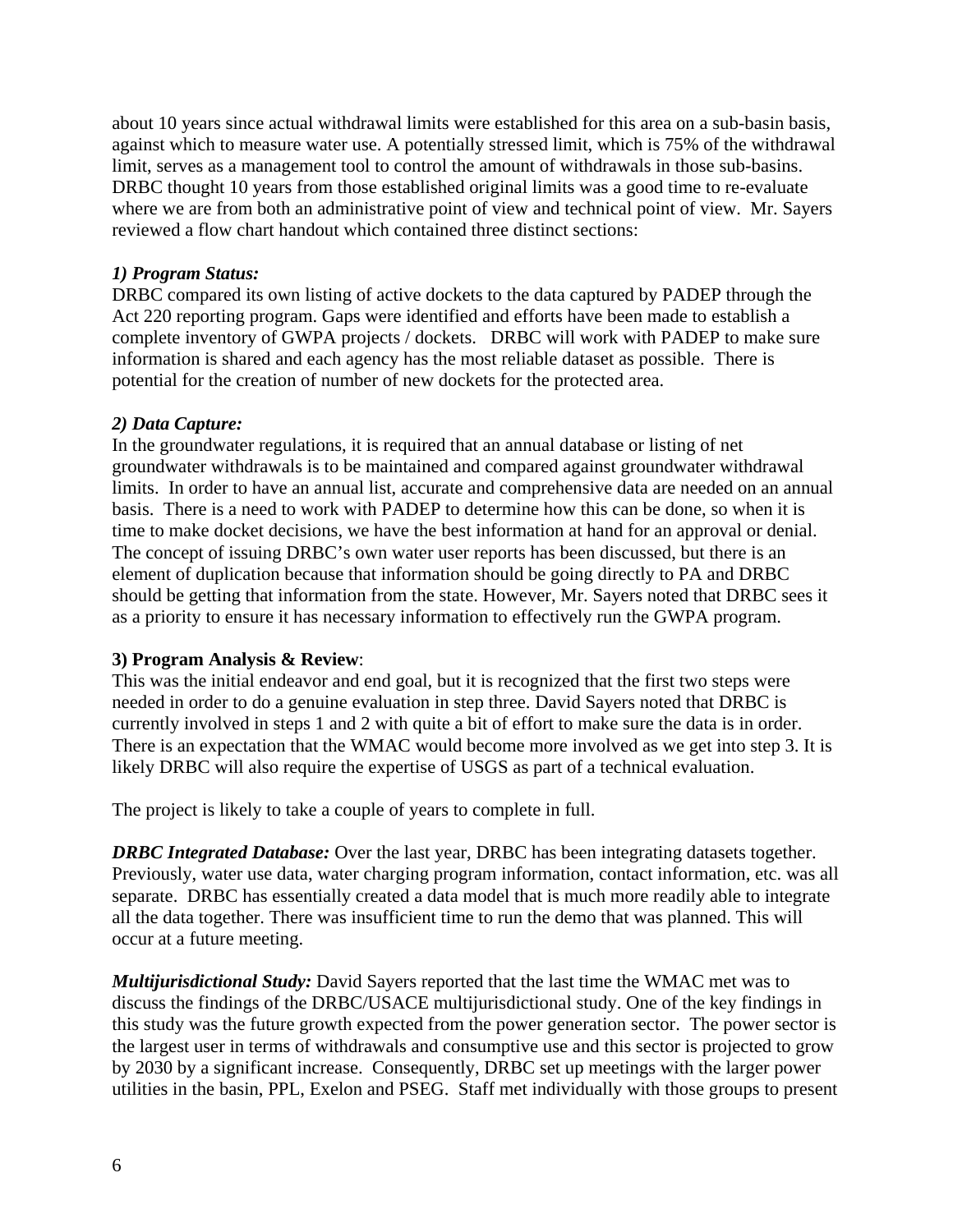about 10 years since actual withdrawal limits were established for this area on a sub-basin basis, against which to measure water use. A potentially stressed limit, which is 75% of the withdrawal limit, serves as a management tool to control the amount of withdrawals in those sub-basins. DRBC thought 10 years from those established original limits was a good time to re-evaluate where we are from both an administrative point of view and technical point of view. Mr. Sayers reviewed a flow chart handout which contained three distinct sections:

***1) Program Status:***
DRBC compared its own listing of active dockets to the data captured by PADEP through the Act 220 reporting program. Gaps were identified and efforts have been made to establish a complete inventory of GWPA projects / dockets. DRBC will work with PADEP to make sure information is shared and each agency has the most reliable dataset as possible. There is potential for the creation of number of new dockets for the protected area.

***2) Data Capture:***
In the groundwater regulations, it is required that an annual database or listing of net groundwater withdrawals is to be maintained and compared against groundwater withdrawal limits. In order to have an annual list, accurate and comprehensive data are needed on an annual basis. There is a need to work with PADEP to determine how this can be done, so when it is time to make docket decisions, we have the best information at hand for an approval or denial. The concept of issuing DRBC's own water user reports has been discussed, but there is an element of duplication because that information should be going directly to PA and DRBC should be getting that information from the state. However, Mr. Sayers noted that DRBC sees it as a priority to ensure it has necessary information to effectively run the GWPA program.

**3) Program Analysis & Review**:
This was the initial endeavor and end goal, but it is recognized that the first two steps were needed in order to do a genuine evaluation in step three. David Sayers noted that DRBC is currently involved in steps 1 and 2 with quite a bit of effort to make sure the data is in order. There is an expectation that the WMAC would become more involved as we get into step 3. It is likely DRBC will also require the expertise of USGS as part of a technical evaluation.

The project is likely to take a couple of years to complete in full.

***DRBC Integrated Database:*** Over the last year, DRBC has been integrating datasets together. Previously, water use data, water charging program information, contact information, etc. was all separate. DRBC has essentially created a data model that is much more readily able to integrate all the data together. There was insufficient time to run the demo that was planned. This will occur at a future meeting.

***Multijurisdictional Study:*** David Sayers reported that the last time the WMAC met was to discuss the findings of the DRBC/USACE multijurisdictional study. One of the key findings in this study was the future growth expected from the power generation sector. The power sector is the largest user in terms of withdrawals and consumptive use and this sector is projected to grow by 2030 by a significant increase. Consequently, DRBC set up meetings with the larger power utilities in the basin, PPL, Exelon and PSEG. Staff met individually with those groups to present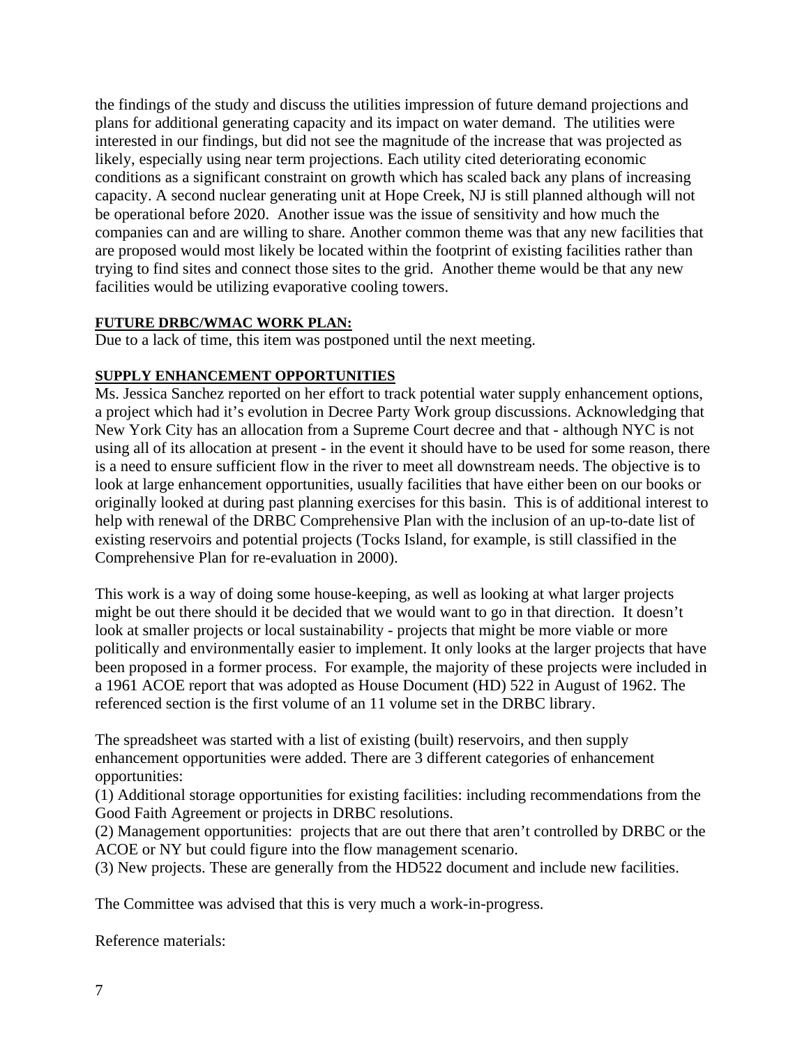the findings of the study and discuss the utilities impression of future demand projections and plans for additional generating capacity and its impact on water demand. The utilities were interested in our findings, but did not see the magnitude of the increase that was projected as likely, especially using near term projections. Each utility cited deteriorating economic conditions as a significant constraint on growth which has scaled back any plans of increasing capacity. A second nuclear generating unit at Hope Creek, NJ is still planned although will not be operational before 2020. Another issue was the issue of sensitivity and how much the companies can and are willing to share. Another common theme was that any new facilities that are proposed would most likely be located within the footprint of existing facilities rather than trying to find sites and connect those sites to the grid. Another theme would be that any new facilities would be utilizing evaporative cooling towers.

**FUTURE DRBC/WMAC WORK PLAN:**

Due to a lack of time, this item was postponed until the next meeting.

**SUPPLY ENHANCEMENT OPPORTUNITIES**

Ms. Jessica Sanchez reported on her effort to track potential water supply enhancement options, a project which had it's evolution in Decree Party Work group discussions. Acknowledging that New York City has an allocation from a Supreme Court decree and that - although NYC is not using all of its allocation at present - in the event it should have to be used for some reason, there is a need to ensure sufficient flow in the river to meet all downstream needs. The objective is to look at large enhancement opportunities, usually facilities that have either been on our books or originally looked at during past planning exercises for this basin. This is of additional interest to help with renewal of the DRBC Comprehensive Plan with the inclusion of an up-to-date list of existing reservoirs and potential projects (Tocks Island, for example, is still classified in the Comprehensive Plan for re-evaluation in 2000).

This work is a way of doing some house-keeping, as well as looking at what larger projects might be out there should it be decided that we would want to go in that direction. It doesn't look at smaller projects or local sustainability - projects that might be more viable or more politically and environmentally easier to implement. It only looks at the larger projects that have been proposed in a former process. For example, the majority of these projects were included in a 1961 ACOE report that was adopted as House Document (HD) 522 in August of 1962. The referenced section is the first volume of an 11 volume set in the DRBC library.

The spreadsheet was started with a list of existing (built) reservoirs, and then supply enhancement opportunities were added. There are 3 different categories of enhancement opportunities:

(1) Additional storage opportunities for existing facilities: including recommendations from the Good Faith Agreement or projects in DRBC resolutions.

(2) Management opportunities: projects that are out there that aren't controlled by DRBC or the ACOE or NY but could figure into the flow management scenario.

(3) New projects. These are generally from the HD522 document and include new facilities.

The Committee was advised that this is very much a work-in-progress.

Reference materials: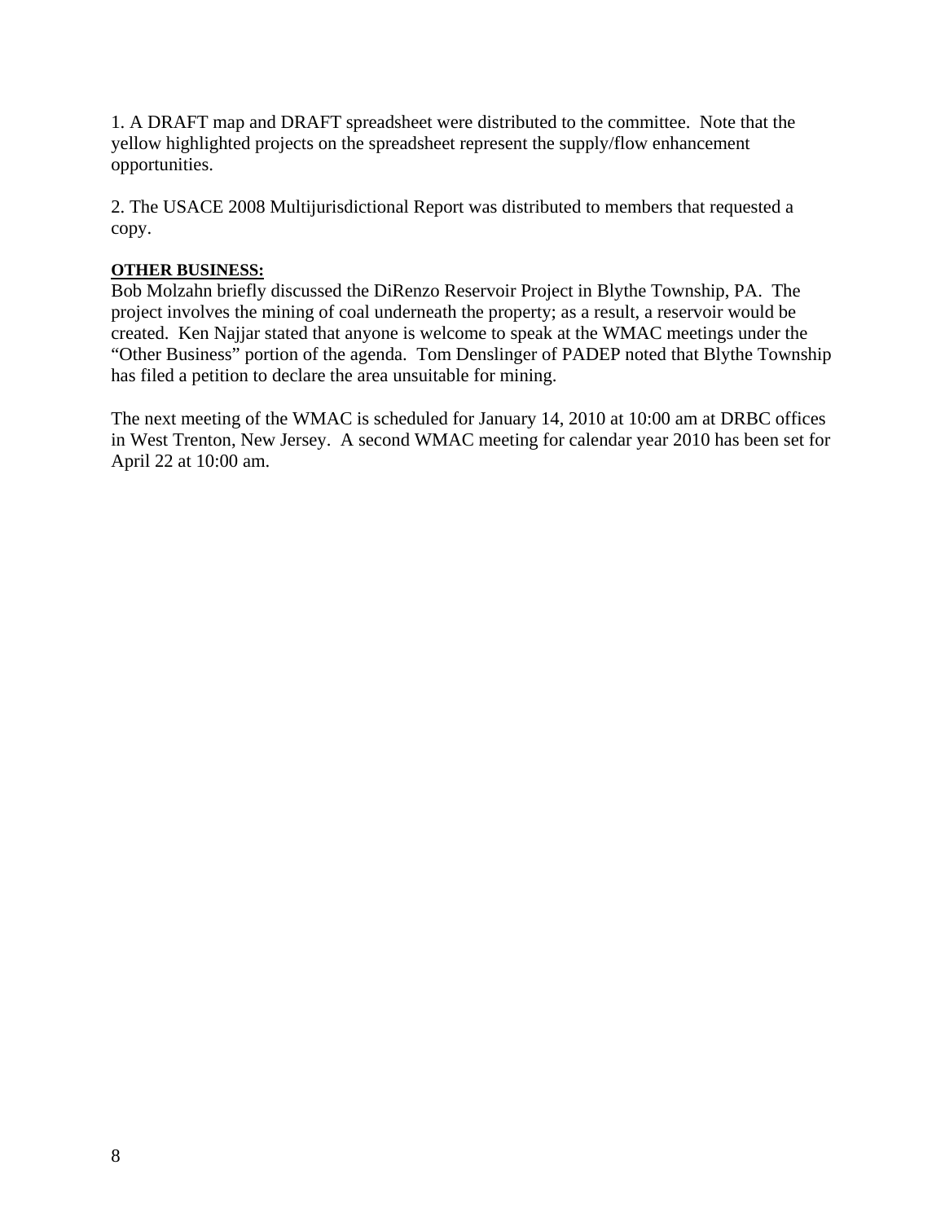1. A DRAFT map and DRAFT spreadsheet were distributed to the committee. Note that the yellow highlighted projects on the spreadsheet represent the supply/flow enhancement opportunities.

2. The USACE 2008 Multijurisdictional Report was distributed to members that requested a copy.

**OTHER BUSINESS:**

Bob Molzahn briefly discussed the DiRenzo Reservoir Project in Blythe Township, PA. The project involves the mining of coal underneath the property; as a result, a reservoir would be created. Ken Najjar stated that anyone is welcome to speak at the WMAC meetings under the "Other Business" portion of the agenda. Tom Denslinger of PADEP noted that Blythe Township has filed a petition to declare the area unsuitable for mining.

The next meeting of the WMAC is scheduled for January 14, 2010 at 10:00 am at DRBC offices in West Trenton, New Jersey. A second WMAC meeting for calendar year 2010 has been set for April 22 at 10:00 am.